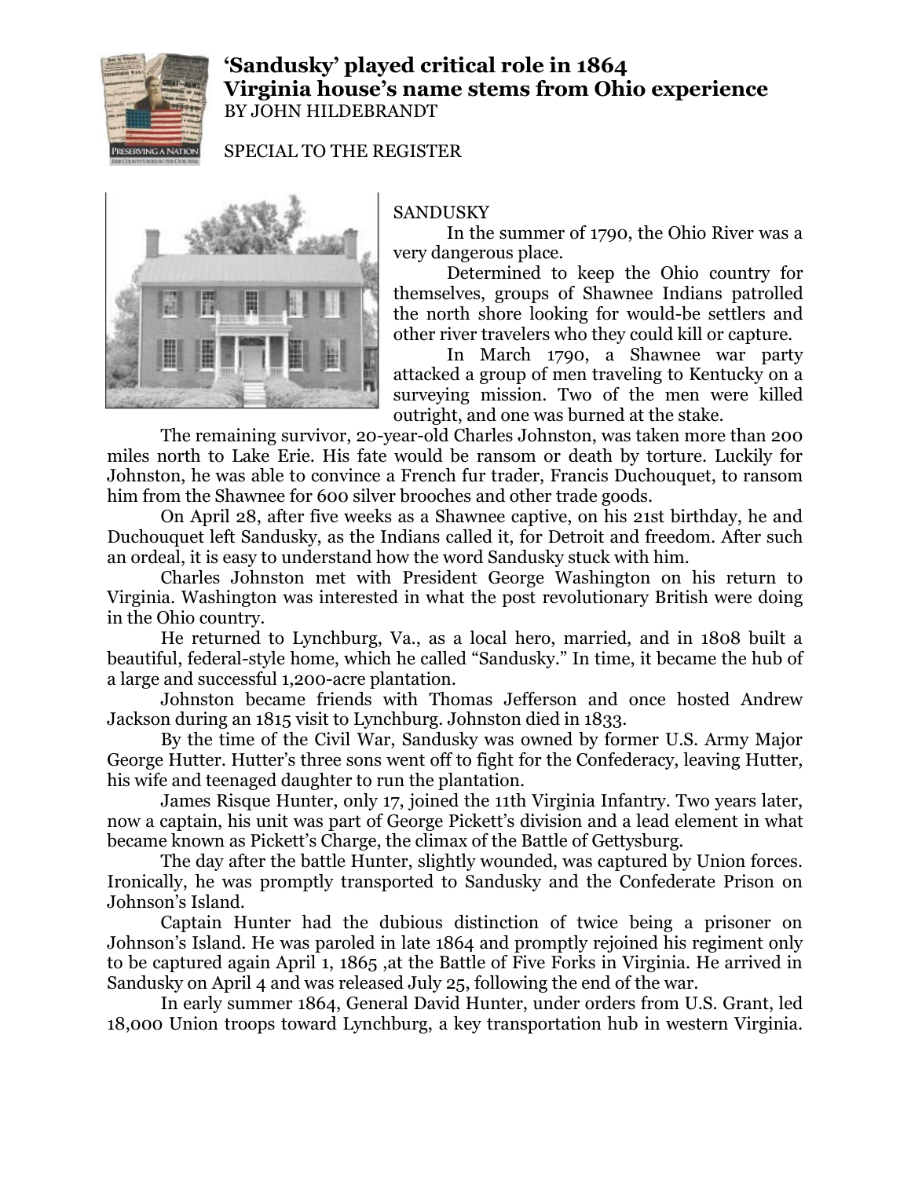# 'Sandusky' played critical role in 1864
# Virginia house's name stems from Ohio experience

BY JOHN HILDEBRANDT

SPECIAL TO THE REGISTER

SANDUSKY

In the summer of 1790, the Ohio River was a very dangerous place.

Determined to keep the Ohio country for themselves, groups of Shawnee Indians patrolled the north shore looking for would-be settlers and other river travelers who they could kill or capture.

In March 1790, a Shawnee war party attacked a group of men traveling to Kentucky on a surveying mission. Two of the men were killed outright, and one was burned at the stake.

The remaining survivor, 20-year-old Charles Johnston, was taken more than 200 miles north to Lake Erie. His fate would be ransom or death by torture. Luckily for Johnston, he was able to convince a French fur trader, Francis Duchouquet, to ransom him from the Shawnee for 600 silver brooches and other trade goods.

On April 28, after five weeks as a Shawnee captive, on his 21st birthday, he and Duchouquet left Sandusky, as the Indians called it, for Detroit and freedom. After such an ordeal, it is easy to understand how the word Sandusky stuck with him.

Charles Johnston met with President George Washington on his return to Virginia. Washington was interested in what the post revolutionary British were doing in the Ohio country.

He returned to Lynchburg, Va., as a local hero, married, and in 1808 built a beautiful, federal-style home, which he called "Sandusky." In time, it became the hub of a large and successful 1,200-acre plantation.

Johnston became friends with Thomas Jefferson and once hosted Andrew Jackson during an 1815 visit to Lynchburg. Johnston died in 1833.

By the time of the Civil War, Sandusky was owned by former U.S. Army Major George Hutter. Hutter's three sons went off to fight for the Confederacy, leaving Hutter, his wife and teenaged daughter to run the plantation.

James Risque Hunter, only 17, joined the 11th Virginia Infantry. Two years later, now a captain, his unit was part of George Pickett's division and a lead element in what became known as Pickett's Charge, the climax of the Battle of Gettysburg.

The day after the battle Hunter, slightly wounded, was captured by Union forces. Ironically, he was promptly transported to Sandusky and the Confederate Prison on Johnson's Island.

Captain Hunter had the dubious distinction of twice being a prisoner on Johnson's Island. He was paroled in late 1864 and promptly rejoined his regiment only to be captured again April 1, 1865 ,at the Battle of Five Forks in Virginia. He arrived in Sandusky on April 4 and was released July 25, following the end of the war.

In early summer 1864, General David Hunter, under orders from U.S. Grant, led 18,000 Union troops toward Lynchburg, a key transportation hub in western Virginia.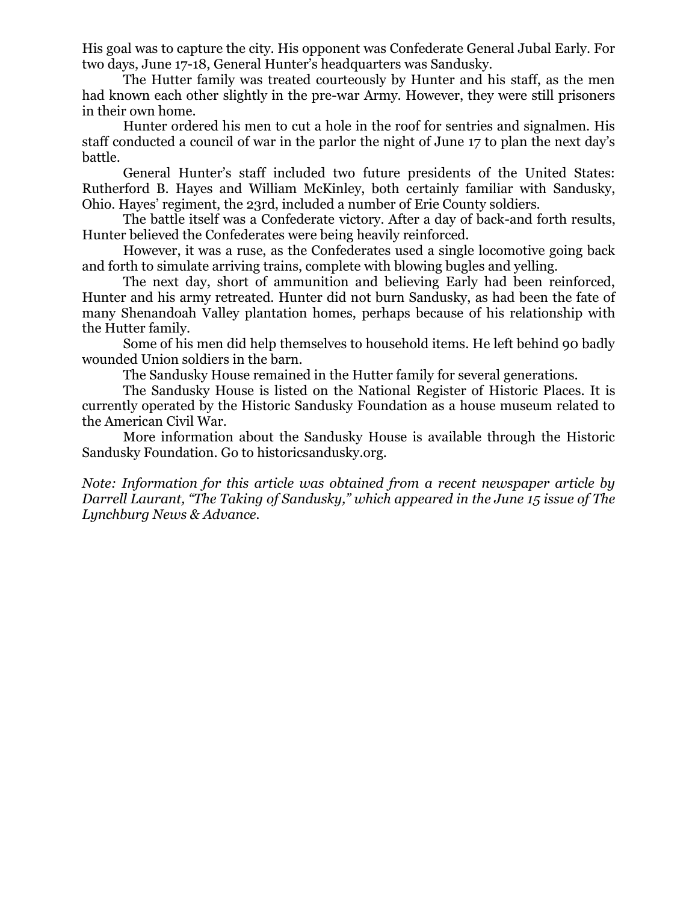His goal was to capture the city. His opponent was Confederate General Jubal Early. For two days, June 17-18, General Hunter's headquarters was Sandusky.

The Hutter family was treated courteously by Hunter and his staff, as the men had known each other slightly in the pre-war Army. However, they were still prisoners in their own home.

Hunter ordered his men to cut a hole in the roof for sentries and signalmen. His staff conducted a council of war in the parlor the night of June 17 to plan the next day's battle.

General Hunter's staff included two future presidents of the United States: Rutherford B. Hayes and William McKinley, both certainly familiar with Sandusky, Ohio. Hayes' regiment, the 23rd, included a number of Erie County soldiers.

The battle itself was a Confederate victory. After a day of back-and forth results, Hunter believed the Confederates were being heavily reinforced.

However, it was a ruse, as the Confederates used a single locomotive going back and forth to simulate arriving trains, complete with blowing bugles and yelling.

The next day, short of ammunition and believing Early had been reinforced, Hunter and his army retreated. Hunter did not burn Sandusky, as had been the fate of many Shenandoah Valley plantation homes, perhaps because of his relationship with the Hutter family.

Some of his men did help themselves to household items. He left behind 90 badly wounded Union soldiers in the barn.

The Sandusky House remained in the Hutter family for several generations.

The Sandusky House is listed on the National Register of Historic Places. It is currently operated by the Historic Sandusky Foundation as a house museum related to the American Civil War.

More information about the Sandusky House is available through the Historic Sandusky Foundation. Go to historicsandusky.org.

*Note: Information for this article was obtained from a recent newspaper article by Darrell Laurant, "The Taking of Sandusky," which appeared in the June 15 issue of The Lynchburg News & Advance.*